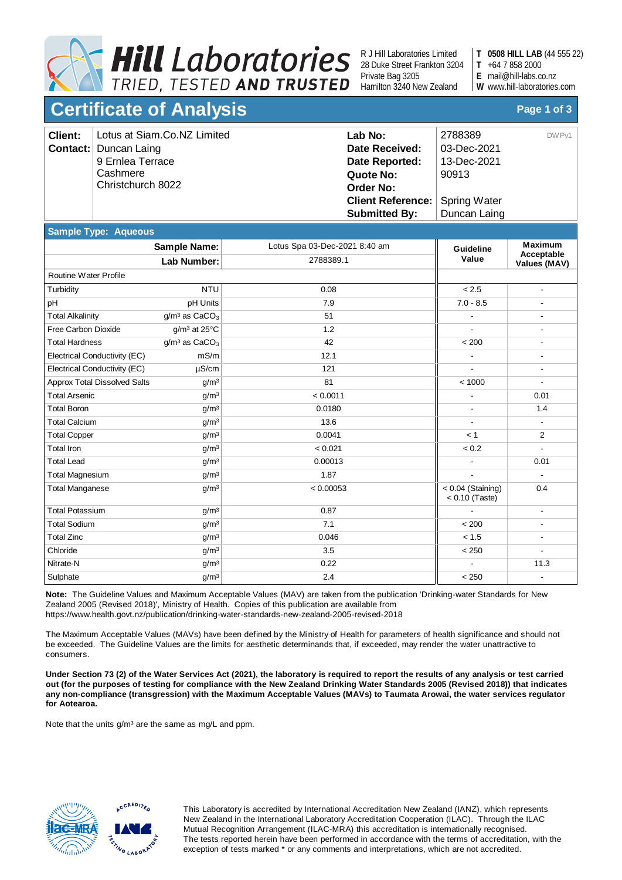**Hill Laboratories**
TRIED, TESTED AND TRUSTED

R J Hill Laboratories Limited
28 Duke Street Frankton 3204
Private Bag 3205
Hamilton 3240 New Zealand

**T** **0508 HILL LAB** (44 555 22)
**T** +64 7 858 2000
**E** mail@hill-labs.co.nz
**W** www.hill-laboratories.com

# Certificate of Analysis

| | | | |
|---|---|---|---|
| **Client:** | Lotus at Siam.Co.NZ Limited | **Lab No:** | 2788389 DWPv1 |
| **Contact:** | Duncan Laing | **Date Received:** | 03-Dec-2021 |
| | 9 Ernlea Terrace | **Date Reported:** | 13-Dec-2021 |
| | Cashmere | **Quote No:** | 90913 |
| | Christchurch 8022 | **Order No:** | |
| | | **Client Reference:** | Spring Water |
| | | **Submitted By:** | Duncan Laing |

## Sample Type: Aqueous

| | **Sample Name:** | Lotus Spa 03-Dec-2021 8:40 am | **Guideline Value** | **Maximum Acceptable Values (MAV)** |
|---|---|---|---|---|
| | **Lab Number:** | 2788389.1 | | |
| Routine Water Profile | | | | |
| Turbidity | NTU | 0.08 | < 2.5 | - |
| pH | pH Units | 7.9 | 7.0 - 8.5 | - |
| Total Alkalinity | g/m³ as $CaCO_3$ | 51 | - | - |
| Free Carbon Dioxide | g/m³ at 25°C | 1.2 | - | - |
| Total Hardness | g/m³ as $CaCO_3$ | 42 | < 200 | - |
| Electrical Conductivity (EC) | mS/m | 12.1 | - | - |
| Electrical Conductivity (EC) | µS/cm | 121 | - | - |
| Approx Total Dissolved Salts | g/m³ | 81 | < 1000 | - |
| Total Arsenic | g/m³ | < 0.0011 | - | 0.01 |
| Total Boron | g/m³ | 0.0180 | - | 1.4 |
| Total Calcium | g/m³ | 13.6 | - | - |
| Total Copper | g/m³ | 0.0041 | < 1 | 2 |
| Total Iron | g/m³ | < 0.021 | < 0.2 | - |
| Total Lead | g/m³ | 0.00013 | - | 0.01 |
| Total Magnesium | g/m³ | 1.87 | - | - |
| Total Manganese | g/m³ | < 0.00053 | < 0.04 (Staining) < 0.10 (Taste) | 0.4 |
| Total Potassium | g/m³ | 0.87 | - | - |
| Total Sodium | g/m³ | 7.1 | < 200 | - |
| Total Zinc | g/m³ | 0.046 | < 1.5 | - |
| Chloride | g/m³ | 3.5 | < 250 | - |
| Nitrate-N | g/m³ | 0.22 | - | 11.3 |
| Sulphate | g/m³ | 2.4 | < 250 | - |

**Note:** The Guideline Values and Maximum Acceptable Values (MAV) are taken from the publication 'Drinking-water Standards for New Zealand 2005 (Revised 2018)', Ministry of Health. Copies of this publication are available from https://www.health.govt.nz/publication/drinking-water-standards-new-zealand-2005-revised-2018

The Maximum Acceptable Values (MAVs) have been defined by the Ministry of Health for parameters of health significance and should not be exceeded. The Guideline Values are the limits for aesthetic determinands that, if exceeded, may render the water unattractive to consumers.

**Under Section 73 (2) of the Water Services Act (2021), the laboratory is required to report the results of any analysis or test carried out (for the purposes of testing for compliance with the New Zealand Drinking Water Standards 2005 (Revised 2018)) that indicates any non-compliance (transgression) with the Maximum Acceptable Values (MAVs) to Taumata Arowai, the water services regulator for Aotearoa.**

Note that the units g/m³ are the same as mg/L and ppm.

This Laboratory is accredited by International Accreditation New Zealand (IANZ), which represents New Zealand in the International Laboratory Accreditation Cooperation (ILAC). Through the ILAC Mutual Recognition Arrangement (ILAC-MRA) this accreditation is internationally recognised. The tests reported herein have been performed in accordance with the terms of accreditation, with the exception of tests marked * or any comments and interpretations, which are not accredited.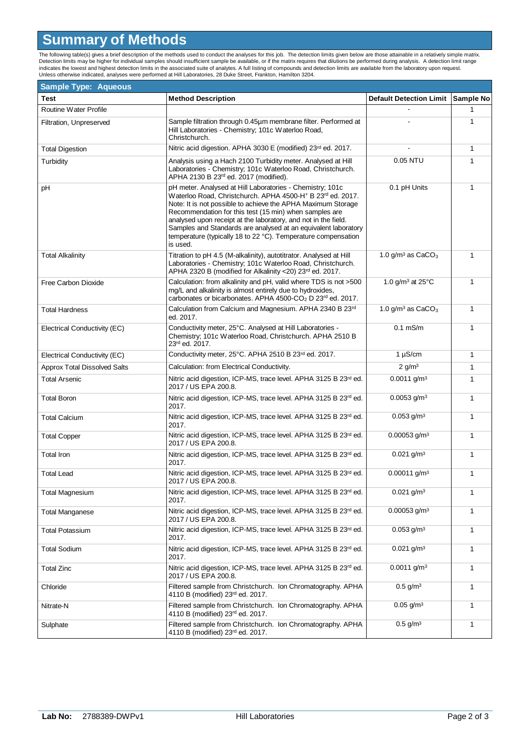# Summary of Methods

The following table(s) gives a brief description of the methods used to conduct the analyses for this job. The detection limits given below are those attainable in a relatively simple matrix. Detection limits may be higher for individual samples should insufficient sample be available, or if the matrix requires that dilutions be performed during analysis. A detection limit range indicates the lowest and highest detection limits in the associated suite of analytes. A full listing of compounds and detection limits are available from the laboratory upon request. Unless otherwise indicated, analyses were performed at Hill Laboratories, 28 Duke Street, Frankton, Hamilton 3204.

## Sample Type: Aqueous

| Test | Method Description | Default Detection Limit | Sample No |
|---|---|---|---|
| Routine Water Profile | | - | 1 |
| Filtration, Unpreserved | Sample filtration through 0.45µm membrane filter. Performed at Hill Laboratories - Chemistry; 101c Waterloo Road, Christchurch. | - | 1 |
| Total Digestion | Nitric acid digestion. APHA 3030 E (modified) 23rd ed. 2017. | - | 1 |
| Turbidity | Analysis using a Hach 2100 Turbidity meter. Analysed at Hill Laboratories - Chemistry; 101c Waterloo Road, Christchurch. APHA 2130 B 23rd ed. 2017 (modified). | 0.05 NTU | 1 |
| pH | pH meter. Analysed at Hill Laboratories - Chemistry; 101c Waterloo Road, Christchurch. APHA 4500-$H^+$ B 23rd ed. 2017. Note: It is not possible to achieve the APHA Maximum Storage Recommendation for this test (15 min) when samples are analysed upon receipt at the laboratory, and not in the field. Samples and Standards are analysed at an equivalent laboratory temperature (typically 18 to 22 °C). Temperature compensation is used. | 0.1 pH Units | 1 |
| Total Alkalinity | Titration to pH 4.5 (M-alkalinity), autotitrator. Analysed at Hill Laboratories - Chemistry; 101c Waterloo Road, Christchurch. APHA 2320 B (modified for Alkalinity <20) 23rd ed. 2017. | 1.0 $g/m^3$ as $CaCO_3$ | 1 |
| Free Carbon Dioxide | Calculation: from alkalinity and pH, valid where TDS is not >500 mg/L and alkalinity is almost entirely due to hydroxides, carbonates or bicarbonates. APHA 4500-$CO_2$ D 23rd ed. 2017. | 1.0 $g/m^3$ at 25°C | 1 |
| Total Hardness | Calculation from Calcium and Magnesium. APHA 2340 B 23rd ed. 2017. | 1.0 $g/m^3$ as $CaCO_3$ | 1 |
| Electrical Conductivity (EC) | Conductivity meter, 25°C. Analysed at Hill Laboratories - Chemistry; 101c Waterloo Road, Christchurch. APHA 2510 B 23rd ed. 2017. | 0.1 mS/m | 1 |
| Electrical Conductivity (EC) | Conductivity meter, 25°C. APHA 2510 B 23rd ed. 2017. | 1 µS/cm | 1 |
| Approx Total Dissolved Salts | Calculation: from Electrical Conductivity. | 2 $g/m^3$ | 1 |
| Total Arsenic | Nitric acid digestion, ICP-MS, trace level. APHA 3125 B 23rd ed. 2017 / US EPA 200.8. | 0.0011 $g/m^3$ | 1 |
| Total Boron | Nitric acid digestion, ICP-MS, trace level. APHA 3125 B 23rd ed. 2017. | 0.0053 $g/m^3$ | 1 |
| Total Calcium | Nitric acid digestion, ICP-MS, trace level. APHA 3125 B 23rd ed. 2017. | 0.053 $g/m^3$ | 1 |
| Total Copper | Nitric acid digestion, ICP-MS, trace level. APHA 3125 B 23rd ed. 2017 / US EPA 200.8. | 0.00053 $g/m^3$ | 1 |
| Total Iron | Nitric acid digestion, ICP-MS, trace level. APHA 3125 B 23rd ed. 2017. | 0.021 $g/m^3$ | 1 |
| Total Lead | Nitric acid digestion, ICP-MS, trace level. APHA 3125 B 23rd ed. 2017 / US EPA 200.8. | 0.00011 $g/m^3$ | 1 |
| Total Magnesium | Nitric acid digestion, ICP-MS, trace level. APHA 3125 B 23rd ed. 2017. | 0.021 $g/m^3$ | 1 |
| Total Manganese | Nitric acid digestion, ICP-MS, trace level. APHA 3125 B 23rd ed. 2017 / US EPA 200.8. | 0.00053 $g/m^3$ | 1 |
| Total Potassium | Nitric acid digestion, ICP-MS, trace level. APHA 3125 B 23rd ed. 2017. | 0.053 $g/m^3$ | 1 |
| Total Sodium | Nitric acid digestion, ICP-MS, trace level. APHA 3125 B 23rd ed. 2017. | 0.021 $g/m^3$ | 1 |
| Total Zinc | Nitric acid digestion, ICP-MS, trace level. APHA 3125 B 23rd ed. 2017 / US EPA 200.8. | 0.0011 $g/m^3$ | 1 |
| Chloride | Filtered sample from Christchurch. Ion Chromatography. APHA 4110 B (modified) 23rd ed. 2017. | 0.5 $g/m^3$ | 1 |
| Nitrate-N | Filtered sample from Christchurch. Ion Chromatography. APHA 4110 B (modified) 23rd ed. 2017. | 0.05 $g/m^3$ | 1 |
| Sulphate | Filtered sample from Christchurch. Ion Chromatography. APHA 4110 B (modified) 23rd ed. 2017. | 0.5 $g/m^3$ | 1 |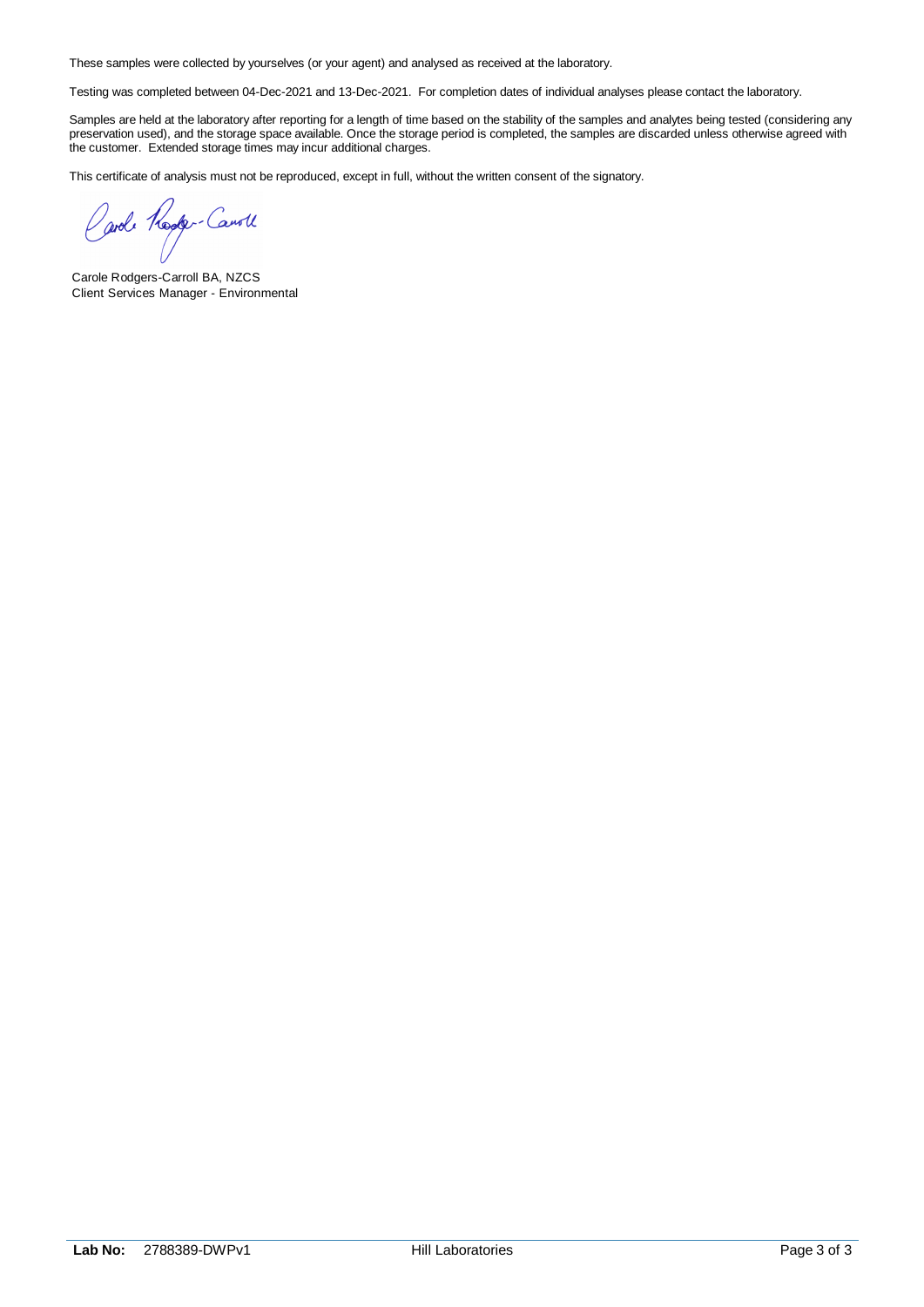These samples were collected by yourselves (or your agent) and analysed as received at the laboratory.

Testing was completed between 04-Dec-2021 and 13-Dec-2021. For completion dates of individual analyses please contact the laboratory.

Samples are held at the laboratory after reporting for a length of time based on the stability of the samples and analytes being tested (considering any preservation used), and the storage space available. Once the storage period is completed, the samples are discarded unless otherwise agreed with the customer. Extended storage times may incur additional charges.

This certificate of analysis must not be reproduced, except in full, without the written consent of the signatory.

Carole Rodgers-Carroll BA, NZCS
Client Services Manager - Environmental